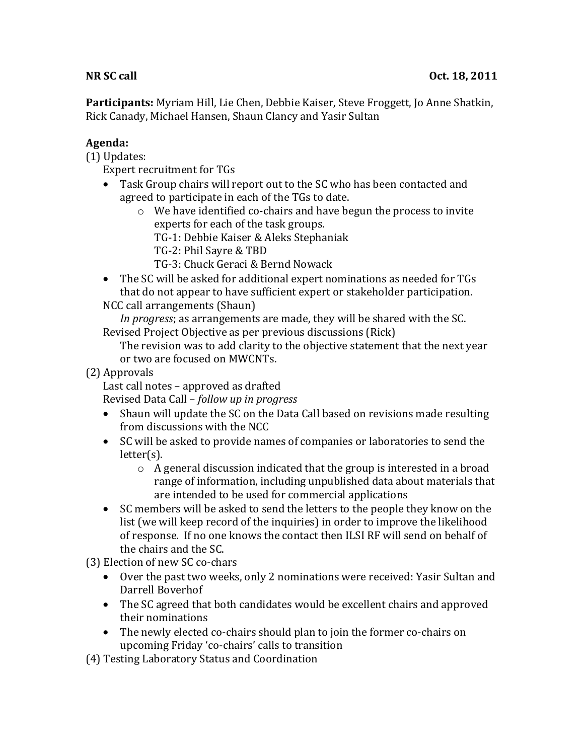**NR SC call** **Oct. 18, 2011**

**Participants:** Myriam Hill, Lie Chen, Debbie Kaiser, Steve Froggett, Jo Anne Shatkin, Rick Canady, Michael Hansen, Shaun Clancy and Yasir Sultan

**Agenda:**

(1) Updates:

Expert recruitment for TGs

- Task Group chairs will report out to the SC who has been contacted and agreed to participate in each of the TGs to date.
    - We have identified co-chairs and have begun the process to invite experts for each of the task groups.
      TG-1: Debbie Kaiser & Aleks Stephaniak
      TG-2: Phil Sayre & TBD
      TG-3: Chuck Geraci & Bernd Nowack
- The SC will be asked for additional expert nominations as needed for TGs that do not appear to have sufficient expert or stakeholder participation.

NCC call arrangements (Shaun)

*In progress*; as arrangements are made, they will be shared with the SC.

Revised Project Objective as per previous discussions (Rick)

The revision was to add clarity to the objective statement that the next year or two are focused on MWCNTs.

(2) Approvals

Last call notes – approved as drafted

Revised Data Call – *follow up in progress*

- Shaun will update the SC on the Data Call based on revisions made resulting from discussions with the NCC
- SC will be asked to provide names of companies or laboratories to send the letter(s).
    - A general discussion indicated that the group is interested in a broad range of information, including unpublished data about materials that are intended to be used for commercial applications
- SC members will be asked to send the letters to the people they know on the list (we will keep record of the inquiries) in order to improve the likelihood of response. If no one knows the contact then ILSI RF will send on behalf of the chairs and the SC.

(3) Election of new SC co-chars

- Over the past two weeks, only 2 nominations were received: Yasir Sultan and Darrell Boverhof
- The SC agreed that both candidates would be excellent chairs and approved their nominations
- The newly elected co-chairs should plan to join the former co-chairs on upcoming Friday 'co-chairs' calls to transition

(4) Testing Laboratory Status and Coordination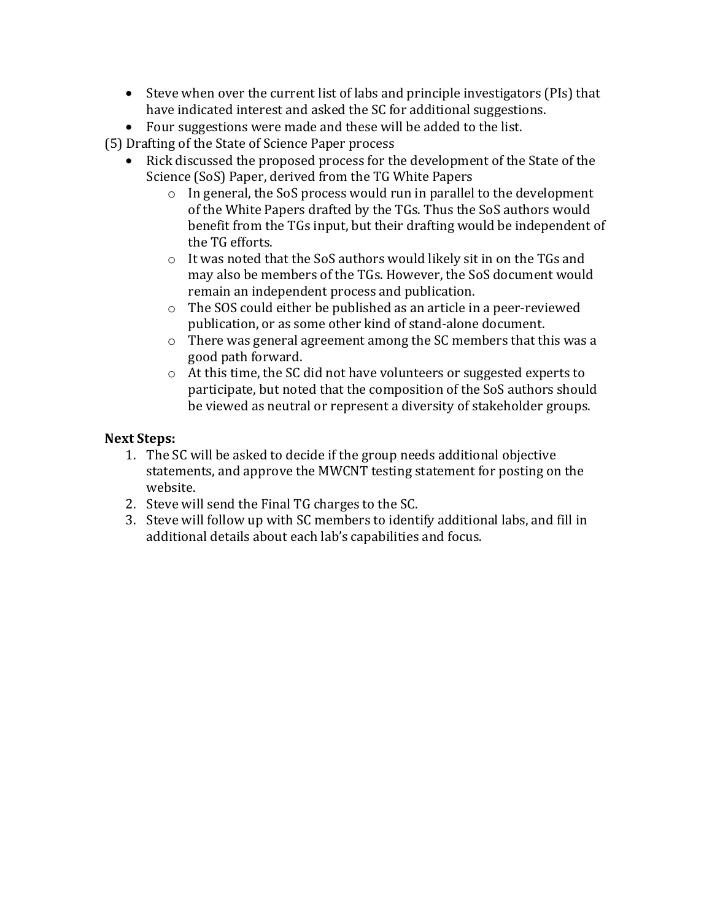- Steve when over the current list of labs and principle investigators (PIs) that have indicated interest and asked the SC for additional suggestions.
- Four suggestions were made and these will be added to the list.

(5) Drafting of the State of Science Paper process

- Rick discussed the proposed process for the development of the State of the Science (SoS) Paper, derived from the TG White Papers
    - In general, the SoS process would run in parallel to the development of the White Papers drafted by the TGs. Thus the SoS authors would benefit from the TGs input, but their drafting would be independent of the TG efforts.
    - It was noted that the SoS authors would likely sit in on the TGs and may also be members of the TGs. However, the SoS document would remain an independent process and publication.
    - The SOS could either be published as an article in a peer-reviewed publication, or as some other kind of stand-alone document.
    - There was general agreement among the SC members that this was a good path forward.
    - At this time, the SC did not have volunteers or suggested experts to participate, but noted that the composition of the SoS authors should be viewed as neutral or represent a diversity of stakeholder groups.

**Next Steps:**

1. The SC will be asked to decide if the group needs additional objective statements, and approve the MWCNT testing statement for posting on the website.
2. Steve will send the Final TG charges to the SC.
3. Steve will follow up with SC members to identify additional labs, and fill in additional details about each lab's capabilities and focus.